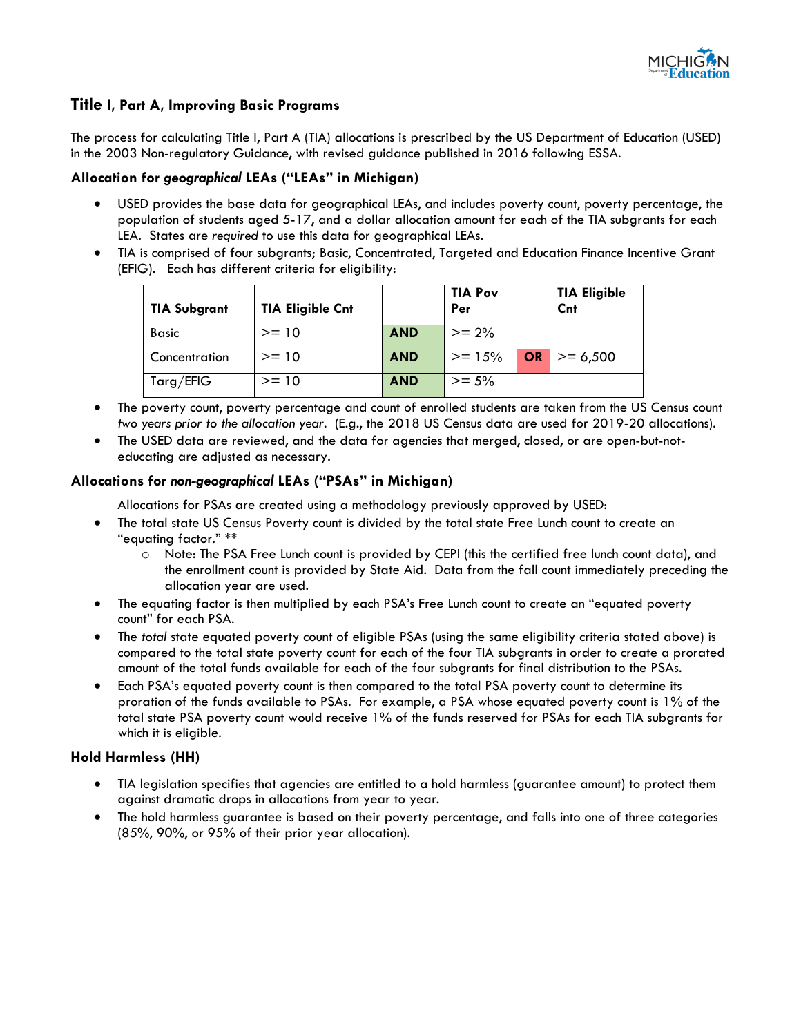## Title I, Part A, Improving Basic Programs

The process for calculating Title I, Part A (TIA) allocations is prescribed by the US Department of Education (USED) in the 2003 Non-regulatory Guidance, with revised guidance published in 2016 following ESSA.

### Allocation for *geographical* LEAs ("LEAs" in Michigan)

- USED provides the base data for geographical LEAs, and includes poverty count, poverty percentage, the population of students aged 5-17, and a dollar allocation amount for each of the TIA subgrants for each LEA. States are *required* to use this data for geographical LEAs.
- TIA is comprised of four subgrants; Basic, Concentrated, Targeted and Education Finance Incentive Grant (EFIG). Each has different criteria for eligibility:

| TIA Subgrant | TIA Eligible Cnt | | TIA Pov Per | | TIA Eligible Cnt |
|---|---|---|---|---|---|
| Basic | >= 10 | AND | >= 2% | | |
| Concentration | >= 10 | AND | >= 15% | OR | >= 6,500 |
| Targ/EFIG | >= 10 | AND | >= 5% | | |

- The poverty count, poverty percentage and count of enrolled students are taken from the US Census count *two years prior to the allocation year*. (E.g., the 2018 US Census data are used for 2019-20 allocations).
- The USED data are reviewed, and the data for agencies that merged, closed, or are open-but-not-educating are adjusted as necessary.

### Allocations for *non-geographical* LEAs ("PSAs" in Michigan)

Allocations for PSAs are created using a methodology previously approved by USED:

- The total state US Census Poverty count is divided by the total state Free Lunch count to create an "equating factor." **
  - Note: The PSA Free Lunch count is provided by CEPI (this the certified free lunch count data), and the enrollment count is provided by State Aid. Data from the fall count immediately preceding the allocation year are used.
- The equating factor is then multiplied by each PSA's Free Lunch count to create an "equated poverty count" for each PSA.
- The *total* state equated poverty count of eligible PSAs (using the same eligibility criteria stated above) is compared to the total state poverty count for each of the four TIA subgrants in order to create a prorated amount of the total funds available for each of the four subgrants for final distribution to the PSAs.
- Each PSA's equated poverty count is then compared to the total PSA poverty count to determine its proration of the funds available to PSAs. For example, a PSA whose equated poverty count is 1% of the total state PSA poverty count would receive 1% of the funds reserved for PSAs for each TIA subgrants for which it is eligible.

### Hold Harmless (HH)

- TIA legislation specifies that agencies are entitled to a hold harmless (guarantee amount) to protect them against dramatic drops in allocations from year to year.
- The hold harmless guarantee is based on their poverty percentage, and falls into one of three categories (85%, 90%, or 95% of their prior year allocation).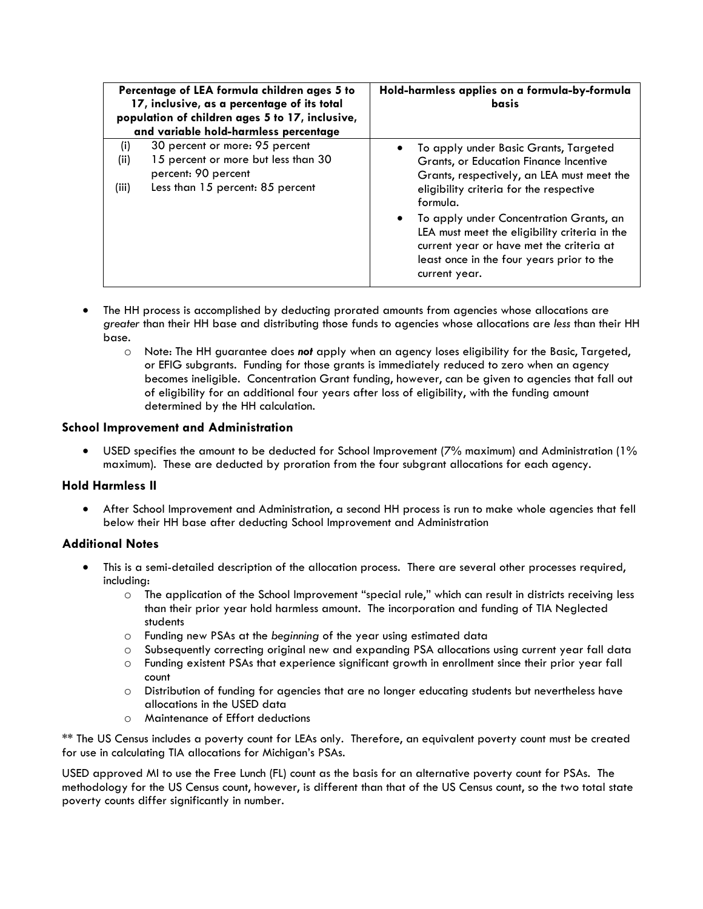| Percentage of LEA formula children ages 5 to 17, inclusive, as a percentage of its total population of children ages 5 to 17, inclusive, and variable hold-harmless percentage | Hold-harmless applies on a formula-by-formula basis |
|---|---|
| (i) 30 percent or more: 95 percent<br>(ii) 15 percent or more but less than 30 percent: 90 percent<br>(iii) Less than 15 percent: 85 percent | • To apply under Basic Grants, Targeted Grants, or Education Finance Incentive Grants, respectively, an LEA must meet the eligibility criteria for the respective formula.<br>• To apply under Concentration Grants, an LEA must meet the eligibility criteria in the current year or have met the criteria at least once in the four years prior to the current year. |

- The HH process is accomplished by deducting prorated amounts from agencies whose allocations are *greater* than their HH base and distributing those funds to agencies whose allocations are *less* than their HH base.
    - Note: The HH guarantee does ***not*** apply when an agency loses eligibility for the Basic, Targeted, or EFIG subgrants. Funding for those grants is immediately reduced to zero when an agency becomes ineligible. Concentration Grant funding, however, can be given to agencies that fall out of eligibility for an additional four years after loss of eligibility, with the funding amount determined by the HH calculation.

### School Improvement and Administration

- USED specifies the amount to be deducted for School Improvement (7% maximum) and Administration (1% maximum). These are deducted by proration from the four subgrant allocations for each agency.

### Hold Harmless II

- After School Improvement and Administration, a second HH process is run to make whole agencies that fell below their HH base after deducting School Improvement and Administration

### Additional Notes

- This is a semi-detailed description of the allocation process. There are several other processes required, including:
    - The application of the School Improvement "special rule," which can result in districts receiving less than their prior year hold harmless amount. The incorporation and funding of TIA Neglected students
    - Funding new PSAs at the *beginning* of the year using estimated data
    - Subsequently correcting original new and expanding PSA allocations using current year fall data
    - Funding existent PSAs that experience significant growth in enrollment since their prior year fall count
    - Distribution of funding for agencies that are no longer educating students but nevertheless have allocations in the USED data
    - Maintenance of Effort deductions

** The US Census includes a poverty count for LEAs only. Therefore, an equivalent poverty count must be created for use in calculating TIA allocations for Michigan's PSAs.

USED approved MI to use the Free Lunch (FL) count as the basis for an alternative poverty count for PSAs. The methodology for the US Census count, however, is different than that of the US Census count, so the two total state poverty counts differ significantly in number.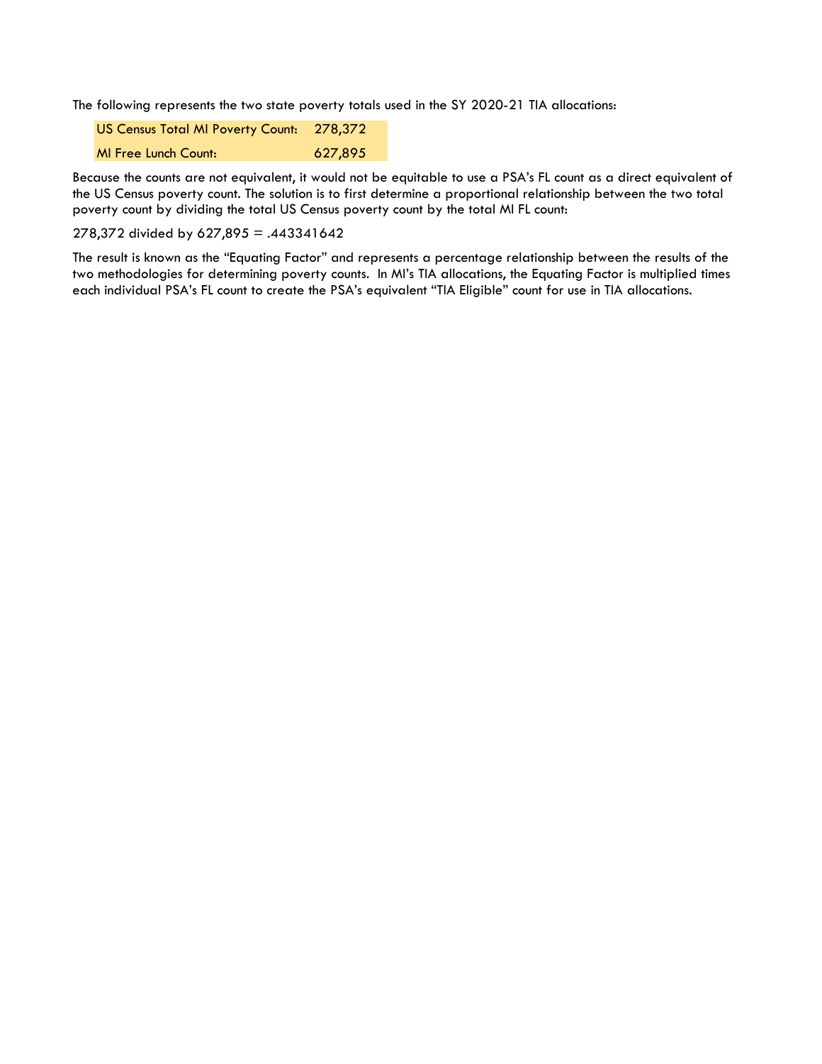The following represents the two state poverty totals used in the SY 2020-21 TIA allocations:

| | |
|---|---|
| US Census Total MI Poverty Count: | 278,372 |
| MI Free Lunch Count: | 627,895 |

Because the counts are not equivalent, it would not be equitable to use a PSA's FL count as a direct equivalent of the US Census poverty count. The solution is to first determine a proportional relationship between the two total poverty count by dividing the total US Census poverty count by the total MI FL count:

278,372 divided by 627,895 = .443341642

The result is known as the "Equating Factor" and represents a percentage relationship between the results of the two methodologies for determining poverty counts. In MI's TIA allocations, the Equating Factor is multiplied times each individual PSA's FL count to create the PSA's equivalent "TIA Eligible" count for use in TIA allocations.